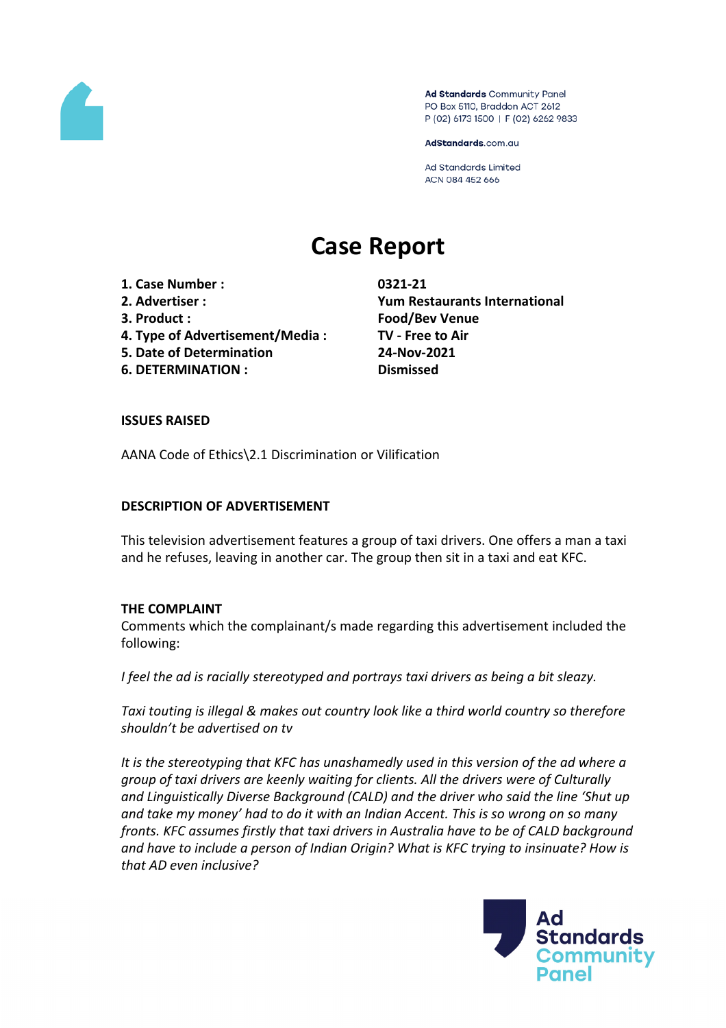# Case Report

| | |
|---|---|
| **1. Case Number :** | **0321-21** |
| **2. Advertiser :** | **Yum Restaurants International** |
| **3. Product :** | **Food/Bev Venue** |
| **4. Type of Advertisement/Media :** | **TV - Free to Air** |
| **5. Date of Determination** | **24-Nov-2021** |
| **6. DETERMINATION :** | **Dismissed** |

## ISSUES RAISED

AANA Code of Ethics\2.1 Discrimination or Vilification

## DESCRIPTION OF ADVERTISEMENT

This television advertisement features a group of taxi drivers. One offers a man a taxi and he refuses, leaving in another car. The group then sit in a taxi and eat KFC.

## THE COMPLAINT

Comments which the complainant/s made regarding this advertisement included the following:

*I feel the ad is racially stereotyped and portrays taxi drivers as being a bit sleazy.*

*Taxi touting is illegal & makes out country look like a third world country so therefore shouldn't be advertised on tv*

*It is the stereotyping that KFC has unashamedly used in this version of the ad where a group of taxi drivers are keenly waiting for clients. All the drivers were of Culturally and Linguistically Diverse Background (CALD) and the driver who said the line 'Shut up and take my money' had to do it with an Indian Accent. This is so wrong on so many fronts. KFC assumes firstly that taxi drivers in Australia have to be of CALD background and have to include a person of Indian Origin? What is KFC trying to insinuate? How is that AD even inclusive?*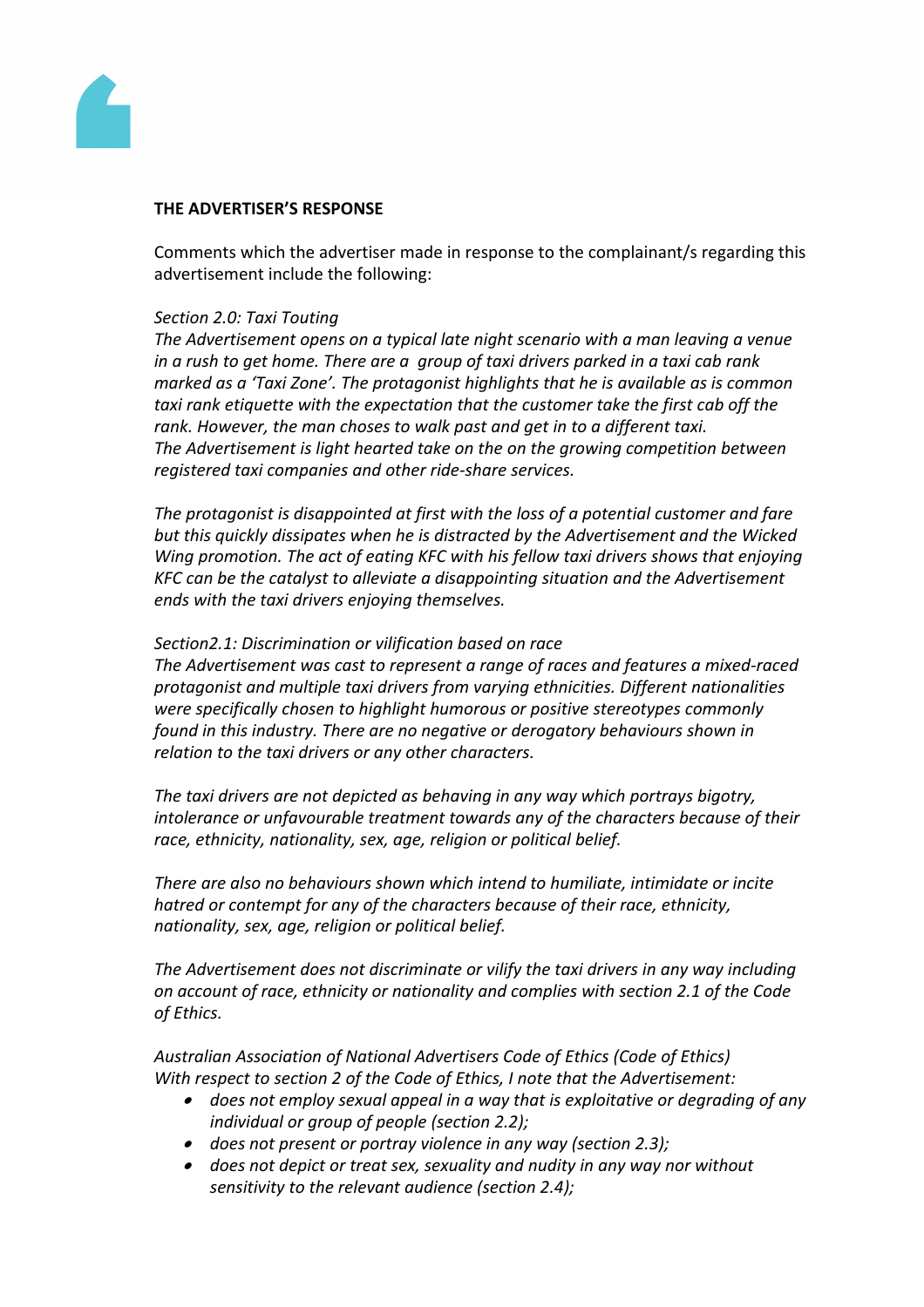**THE ADVERTISER'S RESPONSE**

Comments which the advertiser made in response to the complainant/s regarding this advertisement include the following:

*Section 2.0: Taxi Touting*
*The Advertisement opens on a typical late night scenario with a man leaving a venue in a rush to get home. There are a group of taxi drivers parked in a taxi cab rank marked as a 'Taxi Zone'. The protagonist highlights that he is available as is common taxi rank etiquette with the expectation that the customer take the first cab off the rank. However, the man choses to walk past and get in to a different taxi.*
*The Advertisement is light hearted take on the on the growing competition between registered taxi companies and other ride-share services.*

*The protagonist is disappointed at first with the loss of a potential customer and fare but this quickly dissipates when he is distracted by the Advertisement and the Wicked Wing promotion. The act of eating KFC with his fellow taxi drivers shows that enjoying KFC can be the catalyst to alleviate a disappointing situation and the Advertisement ends with the taxi drivers enjoying themselves.*

*Section2.1: Discrimination or vilification based on race*
*The Advertisement was cast to represent a range of races and features a mixed-raced protagonist and multiple taxi drivers from varying ethnicities. Different nationalities were specifically chosen to highlight humorous or positive stereotypes commonly found in this industry. There are no negative or derogatory behaviours shown in relation to the taxi drivers or any other characters.*

*The taxi drivers are not depicted as behaving in any way which portrays bigotry, intolerance or unfavourable treatment towards any of the characters because of their race, ethnicity, nationality, sex, age, religion or political belief.*

*There are also no behaviours shown which intend to humiliate, intimidate or incite hatred or contempt for any of the characters because of their race, ethnicity, nationality, sex, age, religion or political belief.*

*The Advertisement does not discriminate or vilify the taxi drivers in any way including on account of race, ethnicity or nationality and complies with section 2.1 of the Code of Ethics.*

*Australian Association of National Advertisers Code of Ethics (Code of Ethics)*
*With respect to section 2 of the Code of Ethics, I note that the Advertisement:*

- *does not employ sexual appeal in a way that is exploitative or degrading of any individual or group of people (section 2.2);*
- *does not present or portray violence in any way (section 2.3);*
- *does not depict or treat sex, sexuality and nudity in any way nor without sensitivity to the relevant audience (section 2.4);*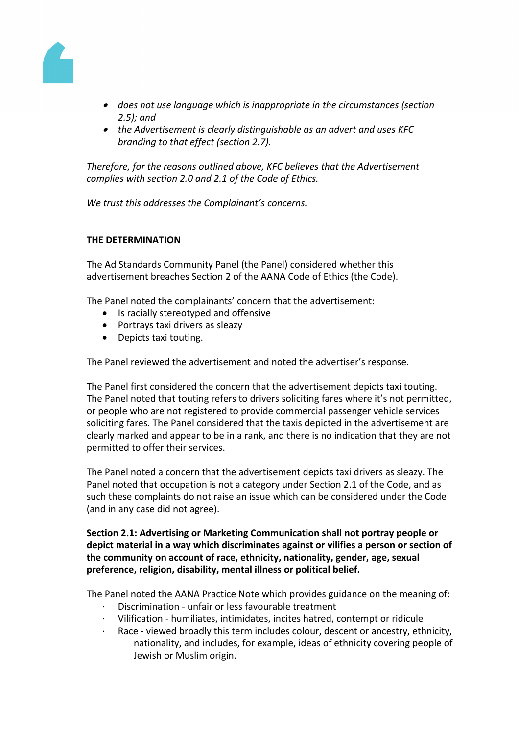- *does not use language which is inappropriate in the circumstances (section 2.5); and*
- *the Advertisement is clearly distinguishable as an advert and uses KFC branding to that effect (section 2.7).*

*Therefore, for the reasons outlined above, KFC believes that the Advertisement complies with section 2.0 and 2.1 of the Code of Ethics.*

*We trust this addresses the Complainant's concerns.*

**THE DETERMINATION**

The Ad Standards Community Panel (the Panel) considered whether this advertisement breaches Section 2 of the AANA Code of Ethics (the Code).

The Panel noted the complainants' concern that the advertisement:

- Is racially stereotyped and offensive
- Portrays taxi drivers as sleazy
- Depicts taxi touting.

The Panel reviewed the advertisement and noted the advertiser's response.

The Panel first considered the concern that the advertisement depicts taxi touting. The Panel noted that touting refers to drivers soliciting fares where it's not permitted, or people who are not registered to provide commercial passenger vehicle services soliciting fares. The Panel considered that the taxis depicted in the advertisement are clearly marked and appear to be in a rank, and there is no indication that they are not permitted to offer their services.

The Panel noted a concern that the advertisement depicts taxi drivers as sleazy. The Panel noted that occupation is not a category under Section 2.1 of the Code, and as such these complaints do not raise an issue which can be considered under the Code (and in any case did not agree).

**Section 2.1: Advertising or Marketing Communication shall not portray people or depict material in a way which discriminates against or vilifies a person or section of the community on account of race, ethnicity, nationality, gender, age, sexual preference, religion, disability, mental illness or political belief.**

The Panel noted the AANA Practice Note which provides guidance on the meaning of:

- Discrimination - unfair or less favourable treatment
- Vilification - humiliates, intimidates, incites hatred, contempt or ridicule
- Race - viewed broadly this term includes colour, descent or ancestry, ethnicity, nationality, and includes, for example, ideas of ethnicity covering people of Jewish or Muslim origin.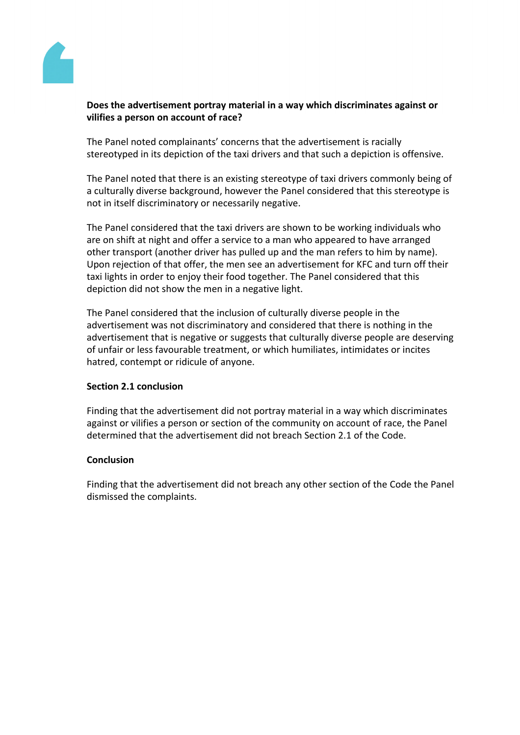**Does the advertisement portray material in a way which discriminates against or vilifies a person on account of race?**

The Panel noted complainants' concerns that the advertisement is racially stereotyped in its depiction of the taxi drivers and that such a depiction is offensive.

The Panel noted that there is an existing stereotype of taxi drivers commonly being of a culturally diverse background, however the Panel considered that this stereotype is not in itself discriminatory or necessarily negative.

The Panel considered that the taxi drivers are shown to be working individuals who are on shift at night and offer a service to a man who appeared to have arranged other transport (another driver has pulled up and the man refers to him by name). Upon rejection of that offer, the men see an advertisement for KFC and turn off their taxi lights in order to enjoy their food together. The Panel considered that this depiction did not show the men in a negative light.

The Panel considered that the inclusion of culturally diverse people in the advertisement was not discriminatory and considered that there is nothing in the advertisement that is negative or suggests that culturally diverse people are deserving of unfair or less favourable treatment, or which humiliates, intimidates or incites hatred, contempt or ridicule of anyone.

**Section 2.1 conclusion**

Finding that the advertisement did not portray material in a way which discriminates against or vilifies a person or section of the community on account of race, the Panel determined that the advertisement did not breach Section 2.1 of the Code.

**Conclusion**

Finding that the advertisement did not breach any other section of the Code the Panel dismissed the complaints.